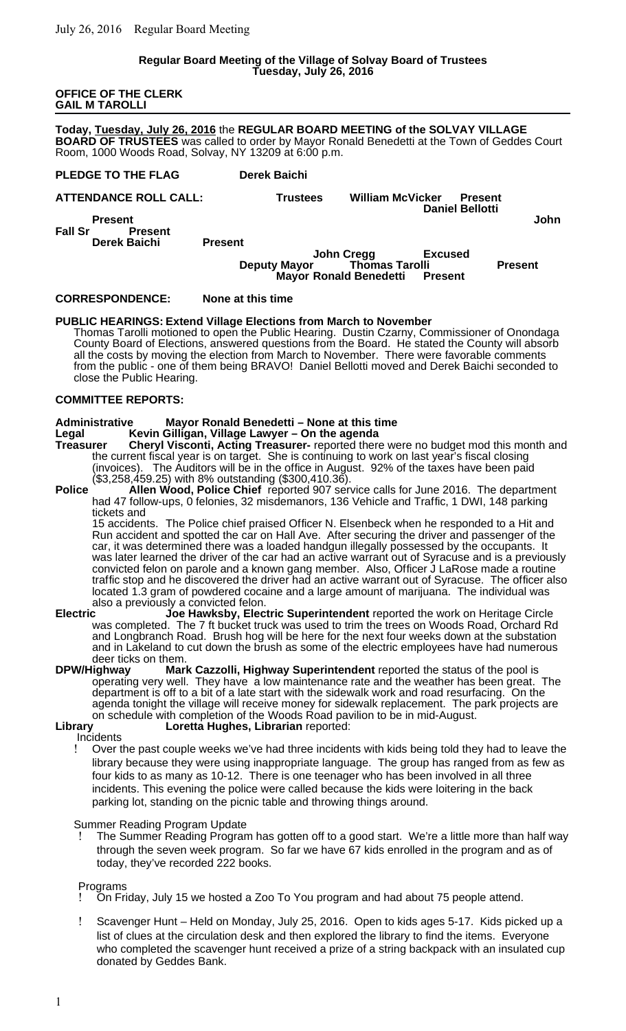**Regular Board Meeting of the Village of Solvay Board of Trustees**
**Tuesday, July 26, 2016**

**OFFICE OF THE CLERK**
**GAIL M TAROLLI**

---

**Today, Tuesday, July 26, 2016** the **REGULAR BOARD MEETING of the SOLVAY VILLAGE BOARD OF TRUSTEES** was called to order by Mayor Ronald Benedetti at the Town of Geddes Court Room, 1000 Woods Road, Solvay, NY 13209 at 6:00 p.m.

**PLEDGE TO THE FLAG** **Derek Baichi**

**ATTENDANCE ROLL CALL:** **Trustees**

- **William McVicker** **Present**
- **Daniel Bellotti** **Present**
- **John Fall Sr** **Present**
- **Derek Baichi** **Present**
- **John Cregg** **Excused**

**Deputy Mayor** **Thomas Tarolli** **Present**
**Mayor Ronald Benedetti** **Present**

**CORRESPONDENCE:** **None at this time**

**PUBLIC HEARINGS: Extend Village Elections from March to November**

Thomas Tarolli motioned to open the Public Hearing. Dustin Czarny, Commissioner of Onondaga County Board of Elections, answered questions from the Board. He stated the County will absorb all the costs by moving the election from March to November. There were favorable comments from the public - one of them being BRAVO! Daniel Bellotti moved and Derek Baichi seconded to close the Public Hearing.

**COMMITTEE REPORTS:**

**Administrative** **Mayor Ronald Benedetti – None at this time**

**Legal** **Kevin Gilligan, Village Lawyer – On the agenda**

**Treasurer** **Cheryl Visconti, Acting Treasurer-** reported there were no budget mod this month and the current fiscal year is on target. She is continuing to work on last year's fiscal closing (invoices). The Auditors will be in the office in August. 92% of the taxes have been paid ($3,258,459.25) with 8% outstanding ($300,410.36).

**Police** **Allen Wood, Police Chief** reported 907 service calls for June 2016. The department had 47 follow-ups, 0 felonies, 32 misdemanors, 136 Vehicle and Traffic, 1 DWI, 148 parking tickets and 15 accidents. The Police chief praised Officer N. Elsenbeck when he responded to a Hit and Run accident and spotted the car on Hall Ave. After securing the driver and passenger of the car, it was determined there was a loaded handgun illegally possessed by the occupants. It was later learned the driver of the car had an active warrant out of Syracuse and is a previously convicted felon on parole and a known gang member. Also, Officer J LaRose made a routine traffic stop and he discovered the driver had an active warrant out of Syracuse. The officer also located 1.3 gram of powdered cocaine and a large amount of marijuana. The individual was also a previously a convicted felon.

**Electric** **Joe Hawksby, Electric Superintendent** reported the work on Heritage Circle was completed. The 7 ft bucket truck was used to trim the trees on Woods Road, Orchard Rd and Longbranch Road. Brush hog will be here for the next four weeks down at the substation and in Lakeland to cut down the brush as some of the electric employees have had numerous deer ticks on them.

**DPW/Highway** **Mark Cazzolli, Highway Superintendent** reported the status of the pool is operating very well. They have a low maintenance rate and the weather has been great. The department is off to a bit of a late start with the sidewalk work and road resurfacing. On the agenda tonight the village will receive money for sidewalk replacement. The park projects are on schedule with completion of the Woods Road pavilion to be in mid-August.

**Library** **Loretta Hughes, Librarian** reported:

Incidents

- Over the past couple weeks we've had three incidents with kids being told they had to leave the library because they were using inappropriate language. The group has ranged from as few as four kids to as many as 10-12. There is one teenager who has been involved in all three incidents. This evening the police were called because the kids were loitering in the back parking lot, standing on the picnic table and throwing things around.

Summer Reading Program Update

- The Summer Reading Program has gotten off to a good start. We're a little more than half way through the seven week program. So far we have 67 kids enrolled in the program and as of today, they've recorded 222 books.

Programs

- On Friday, July 15 we hosted a Zoo To You program and had about 75 people attend.
- Scavenger Hunt – Held on Monday, July 25, 2016. Open to kids ages 5-17. Kids picked up a list of clues at the circulation desk and then explored the library to find the items. Everyone who completed the scavenger hunt received a prize of a string backpack with an insulated cup donated by Geddes Bank.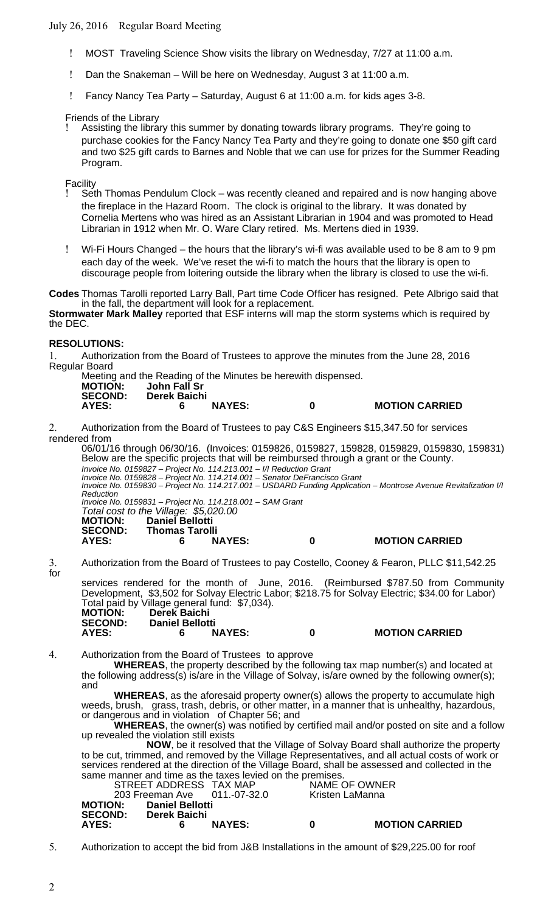- MOST Traveling Science Show visits the library on Wednesday, 7/27 at 11:00 a.m.
- Dan the Snakeman – Will be here on Wednesday, August 3 at 11:00 a.m.
- Fancy Nancy Tea Party – Saturday, August 6 at 11:00 a.m. for kids ages 3-8.

Friends of the Library

- Assisting the library this summer by donating towards library programs. They're going to purchase cookies for the Fancy Nancy Tea Party and they're going to donate one $50 gift card and two $25 gift cards to Barnes and Noble that we can use for prizes for the Summer Reading Program.

Facility

- Seth Thomas Pendulum Clock – was recently cleaned and repaired and is now hanging above the fireplace in the Hazard Room. The clock is original to the library. It was donated by Cornelia Mertens who was hired as an Assistant Librarian in 1904 and was promoted to Head Librarian in 1912 when Mr. O. Ware Clary retired. Ms. Mertens died in 1939.
- Wi-Fi Hours Changed – the hours that the library's wi-fi was available used to be 8 am to 9 pm each day of the week. We've reset the wi-fi to match the hours that the library is open to discourage people from loitering outside the library when the library is closed to use the wi-fi.

**Codes** Thomas Tarolli reported Larry Ball, Part time Code Officer has resigned. Pete Albrigo said that in the fall, the department will look for a replacement.

**Stormwater Mark Malley** reported that ESF interns will map the storm systems which is required by the DEC.

**RESOLUTIONS:**

1. Authorization from the Board of Trustees to approve the minutes from the June 28, 2016 Regular Board Meeting and the Reading of the Minutes be herewith dispensed.

**MOTION:** John Fall Sr
**SECOND:** Derek Baichi
**AYES:** 6 **NAYES:** 0 **MOTION CARRIED**

2. Authorization from the Board of Trustees to pay C&S Engineers $15,347.50 for services rendered from 06/01/16 through 06/30/16. (Invoices: 0159826, 0159827, 159828, 0159829, 0159830, 159831) Below are the specific projects that will be reimbursed through a grant or the County.

*Invoice No. 0159827 – Project No. 114.213.001 – I/I Reduction Grant*
*Invoice No. 0159828 – Project No. 114.214.001 – Senator DeFrancisco Grant*
*Invoice No. 0159830 – Project No. 114.217.001 – USDARD Funding Application – Montrose Avenue Revitalization I/I Reduction*
*Invoice No. 0159831 – Project No. 114.218.001 – SAM Grant*
*Total cost to the Village: $5,020.00*

**MOTION:** Daniel Bellotti
**SECOND:** Thomas Tarolli
**AYES:** 6 **NAYES:** 0 **MOTION CARRIED**

3. Authorization from the Board of Trustees to pay Costello, Cooney & Fearon, PLLC $11,542.25 for services rendered for the month of June, 2016. (Reimbursed $787.50 from Community Development, $3,502 for Solvay Electric Labor; $218.75 for Solvay Electric; $34.00 for Labor) Total paid by Village general fund: $7,034).

**MOTION:** Derek Baichi
**SECOND:** Daniel Bellotti
**AYES:** 6 **NAYES:** 0 **MOTION CARRIED**

4. Authorization from the Board of Trustees to approve

**WHEREAS**, the property described by the following tax map number(s) and located at the following address(s) is/are in the Village of Solvay, is/are owned by the following owner(s); and

**WHEREAS**, as the aforesaid property owner(s) allows the property to accumulate high weeds, brush, grass, trash, debris, or other matter, in a manner that is unhealthy, hazardous, or dangerous and in violation of Chapter 56; and

**WHEREAS**, the owner(s) was notified by certified mail and/or posted on site and a follow up revealed the violation still exists

**NOW**, be it resolved that the Village of Solvay Board shall authorize the property to be cut, trimmed, and removed by the Village Representatives, and all actual costs of work or services rendered at the direction of the Village Board, shall be assessed and collected in the same manner and time as the taxes levied on the premises.

| STREET ADDRESS | TAX MAP | NAME OF OWNER |
|---|---|---|
| 203 Freeman Ave | 011.-07-32.0 | Kristen LaManna |

**MOTION:** Daniel Bellotti
**SECOND:** Derek Baichi
**AYES:** 6 **NAYES:** 0 **MOTION CARRIED**

5. Authorization to accept the bid from J&B Installations in the amount of $29,225.00 for roof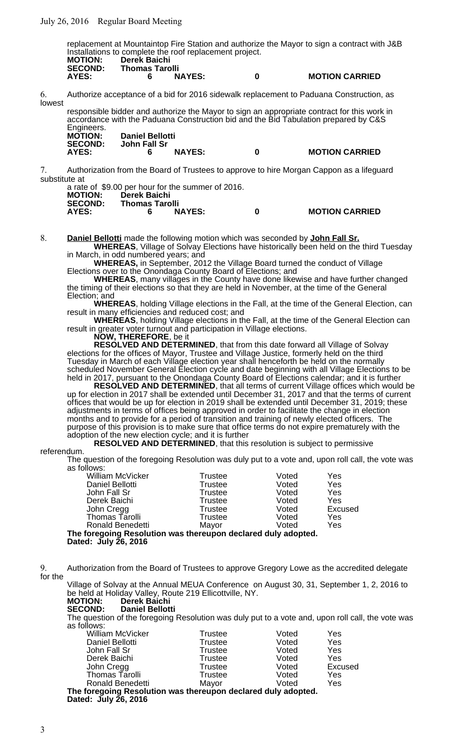replacement at Mountaintop Fire Station and authorize the Mayor to sign a contract with J&B Installations to complete the roof replacement project.

**MOTION:** **Derek Baichi**
**SECOND:** **Thomas Tarolli**
**AYES:** **6** **NAYES:** **0** **MOTION CARRIED**

6. Authorize acceptance of a bid for 2016 sidewalk replacement to Paduana Construction, as lowest responsible bidder and authorize the Mayor to sign an appropriate contract for this work in accordance with the Paduana Construction bid and the Bid Tabulation prepared by C&S Engineers.

**MOTION:** **Daniel Bellotti**
**SECOND:** **John Fall Sr**
**AYES:** **6** **NAYES:** **0** **MOTION CARRIED**

7. Authorization from the Board of Trustees to approve to hire Morgan Cappon as a lifeguard substitute at a rate of $9.00 per hour for the summer of 2016.

**MOTION:** **Derek Baichi**
**SECOND:** **Thomas Tarolli**
**AYES:** **6** **NAYES:** **0** **MOTION CARRIED**

8. **Daniel Bellotti** made the following motion which was seconded by **John Fall Sr.**

**WHEREAS**, Village of Solvay Elections have historically been held on the third Tuesday in March, in odd numbered years; and

**WHEREAS,** in September, 2012 the Village Board turned the conduct of Village Elections over to the Onondaga County Board of Elections; and

**WHEREAS**, many villages in the County have done likewise and have further changed the timing of their elections so that they are held in November, at the time of the General Election; and

**WHEREAS**, holding Village elections in the Fall, at the time of the General Election, can result in many efficiencies and reduced cost; and

**WHEREAS**, holding Village elections in the Fall, at the time of the General Election can result in greater voter turnout and participation in Village elections.

**NOW, THEREFORE**, be it

**RESOLVED AND DETERMINED**, that from this date forward all Village of Solvay elections for the offices of Mayor, Trustee and Village Justice, formerly held on the third Tuesday in March of each Village election year shall henceforth be held on the normally scheduled November General Election cycle and date beginning with all Village Elections to be held in 2017, pursuant to the Onondaga County Board of Elections calendar; and it is further

**RESOLVED AND DETERMINED**, that all terms of current Village offices which would be up for election in 2017 shall be extended until December 31, 2017 and that the terms of current offices that would be up for election in 2019 shall be extended until December 31, 2019; these adjustments in terms of offices being approved in order to facilitate the change in election months and to provide for a period of transition and training of newly elected officers. The purpose of this provision is to make sure that office terms do not expire prematurely with the adoption of the new election cycle; and it is further

**RESOLVED AND DETERMINED**, that this resolution is subject to permissive referendum.

The question of the foregoing Resolution was duly put to a vote and, upon roll call, the vote was as follows:

| | | | |
|---|---|---|---|
| William McVicker | Trustee | Voted | Yes |
| Daniel Bellotti | Trustee | Voted | Yes |
| John Fall Sr | Trustee | Voted | Yes |
| Derek Baichi | Trustee | Voted | Yes |
| John Cregg | Trustee | Voted | Excused |
| Thomas Tarolli | Trustee | Voted | Yes |
| Ronald Benedetti | Mayor | Voted | Yes |

**The foregoing Resolution was thereupon declared duly adopted.**
**Dated: July 26, 2016**

9. Authorization from the Board of Trustees to approve Gregory Lowe as the accredited delegate for the Village of Solvay at the Annual MEUA Conference on August 30, 31, September 1, 2, 2016 to be held at Holiday Valley, Route 219 Ellicottville, NY.

**MOTION:** **Derek Baichi**
**SECOND:** **Daniel Bellotti**

The question of the foregoing Resolution was duly put to a vote and, upon roll call, the vote was as follows:

| | | | |
|---|---|---|---|
| William McVicker | Trustee | Voted | Yes |
| Daniel Bellotti | Trustee | Voted | Yes |
| John Fall Sr | Trustee | Voted | Yes |
| Derek Baichi | Trustee | Voted | Yes |
| John Cregg | Trustee | Voted | Excused |
| Thomas Tarolli | Trustee | Voted | Yes |
| Ronald Benedetti | Mayor | Voted | Yes |

**The foregoing Resolution was thereupon declared duly adopted.**
**Dated: July 26, 2016**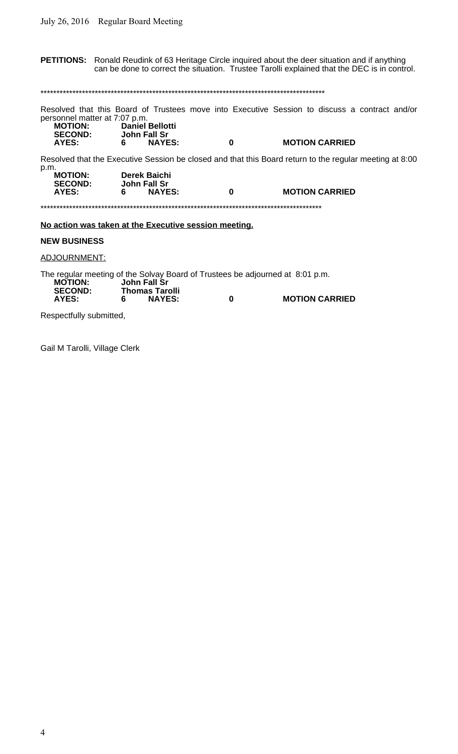**PETITIONS:** Ronald Reudink of 63 Heritage Circle inquired about the deer situation and if anything can be done to correct the situation. Trustee Tarolli explained that the DEC is in control.

*******************************************************************************************

Resolved that this Board of Trustees move into Executive Session to discuss a contract and/or personnel matter at 7:07 p.m.

| | | | | |
|---|---|---|---|---|
| **MOTION:** | **Daniel Bellotti** | | | |
| **SECOND:** | **John Fall Sr** | | | |
| **AYES:** | **6** | **NAYES:** | **0** | **MOTION CARRIED** |

Resolved that the Executive Session be closed and that this Board return to the regular meeting at 8:00 p.m.

| | | | | |
|---|---|---|---|---|
| **MOTION:** | **Derek Baichi** | | | |
| **SECOND:** | **John Fall Sr** | | | |
| **AYES:** | **6** | **NAYES:** | **0** | **MOTION CARRIED** |

*****************************************************************************************

**No action was taken at the Executive session meeting.**

**NEW BUSINESS**

ADJOURNMENT:

The regular meeting of the Solvay Board of Trustees be adjourned at 8:01 p.m.

| | | | | |
|---|---|---|---|---|
| **MOTION:** | **John Fall Sr** | | | |
| **SECOND:** | **Thomas Tarolli** | | | |
| **AYES:** | **6** | **NAYES:** | **0** | **MOTION CARRIED** |

Respectfully submitted,

Gail M Tarolli, Village Clerk